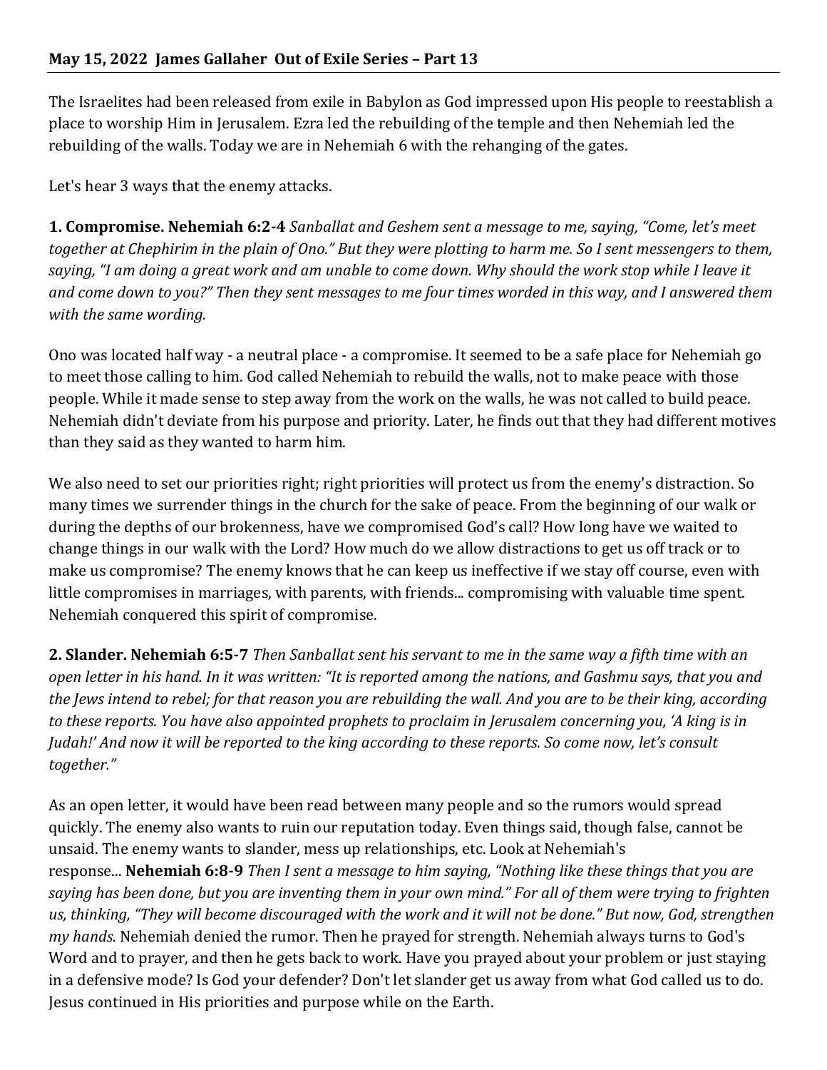**May 15, 2022 James Gallaher Out of Exile Series – Part 13**

The Israelites had been released from exile in Babylon as God impressed upon His people to reestablish a place to worship Him in Jerusalem. Ezra led the rebuilding of the temple and then Nehemiah led the rebuilding of the walls. Today we are in Nehemiah 6 with the rehanging of the gates.

Let's hear 3 ways that the enemy attacks.

**1. Compromise. Nehemiah 6:2-4** *Sanballat and Geshem sent a message to me, saying, "Come, let's meet together at Chephirim in the plain of Ono." But they were plotting to harm me. So I sent messengers to them, saying, "I am doing a great work and am unable to come down. Why should the work stop while I leave it and come down to you?" Then they sent messages to me four times worded in this way, and I answered them with the same wording.*

Ono was located half way - a neutral place - a compromise. It seemed to be a safe place for Nehemiah go to meet those calling to him. God called Nehemiah to rebuild the walls, not to make peace with those people. While it made sense to step away from the work on the walls, he was not called to build peace. Nehemiah didn't deviate from his purpose and priority. Later, he finds out that they had different motives than they said as they wanted to harm him.

We also need to set our priorities right; right priorities will protect us from the enemy's distraction. So many times we surrender things in the church for the sake of peace. From the beginning of our walk or during the depths of our brokenness, have we compromised God's call? How long have we waited to change things in our walk with the Lord? How much do we allow distractions to get us off track or to make us compromise? The enemy knows that he can keep us ineffective if we stay off course, even with little compromises in marriages, with parents, with friends... compromising with valuable time spent. Nehemiah conquered this spirit of compromise.

**2. Slander. Nehemiah 6:5-7** *Then Sanballat sent his servant to me in the same way a fifth time with an open letter in his hand. In it was written: "It is reported among the nations, and Gashmu says, that you and the Jews intend to rebel; for that reason you are rebuilding the wall. And you are to be their king, according to these reports. You have also appointed prophets to proclaim in Jerusalem concerning you, 'A king is in Judah!' And now it will be reported to the king according to these reports. So come now, let's consult together."*

As an open letter, it would have been read between many people and so the rumors would spread quickly. The enemy also wants to ruin our reputation today. Even things said, though false, cannot be unsaid. The enemy wants to slander, mess up relationships, etc. Look at Nehemiah's response... **Nehemiah 6:8-9** *Then I sent a message to him saying, "Nothing like these things that you are saying has been done, but you are inventing them in your own mind." For all of them were trying to frighten us, thinking, "They will become discouraged with the work and it will not be done." But now, God, strengthen my hands.* Nehemiah denied the rumor. Then he prayed for strength. Nehemiah always turns to God's Word and to prayer, and then he gets back to work. Have you prayed about your problem or just staying in a defensive mode? Is God your defender? Don't let slander get us away from what God called us to do. Jesus continued in His priorities and purpose while on the Earth.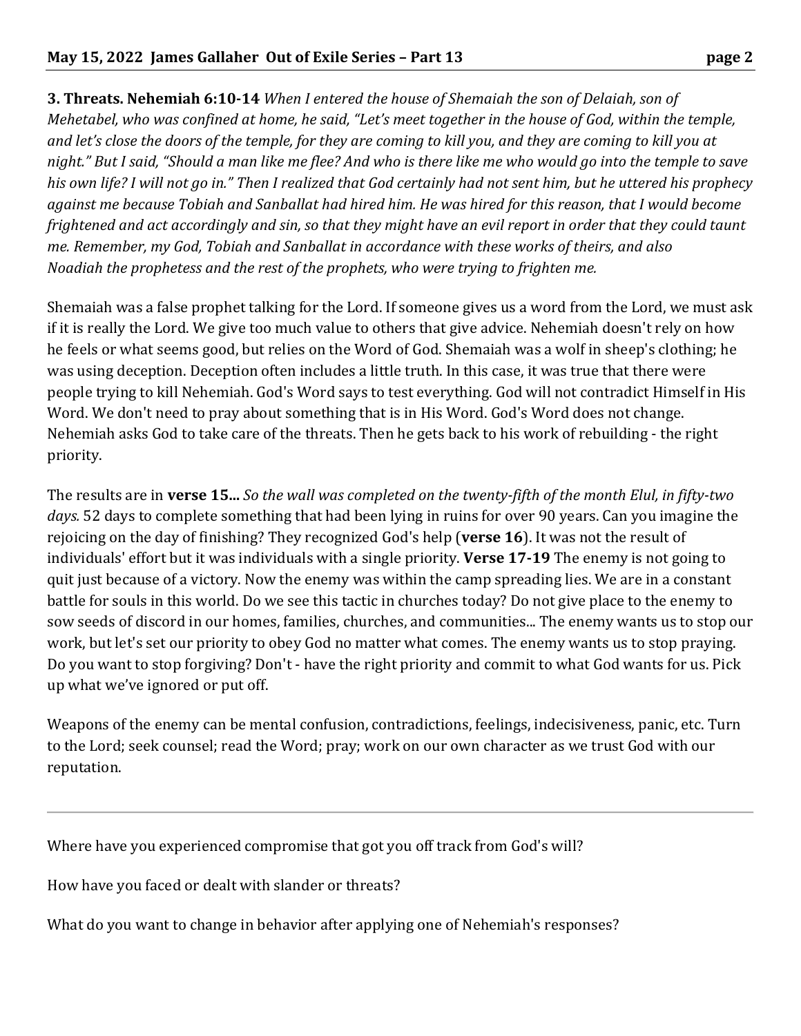**3. Threats. Nehemiah 6:10-14** *When I entered the house of Shemaiah the son of Delaiah, son of Mehetabel, who was confined at home, he said, "Let's meet together in the house of God, within the temple, and let's close the doors of the temple, for they are coming to kill you, and they are coming to kill you at night." But I said, "Should a man like me flee? And who is there like me who would go into the temple to save his own life? I will not go in." Then I realized that God certainly had not sent him, but he uttered his prophecy against me because Tobiah and Sanballat had hired him. He was hired for this reason, that I would become frightened and act accordingly and sin, so that they might have an evil report in order that they could taunt me. Remember, my God, Tobiah and Sanballat in accordance with these works of theirs, and also Noadiah the prophetess and the rest of the prophets, who were trying to frighten me.*

Shemaiah was a false prophet talking for the Lord. If someone gives us a word from the Lord, we must ask if it is really the Lord. We give too much value to others that give advice. Nehemiah doesn't rely on how he feels or what seems good, but relies on the Word of God. Shemaiah was a wolf in sheep's clothing; he was using deception. Deception often includes a little truth. In this case, it was true that there were people trying to kill Nehemiah. God's Word says to test everything. God will not contradict Himself in His Word. We don't need to pray about something that is in His Word. God's Word does not change. Nehemiah asks God to take care of the threats. Then he gets back to his work of rebuilding - the right priority.

The results are in **verse 15...** *So the wall was completed on the twenty-fifth of the month Elul, in fifty-two days.* 52 days to complete something that had been lying in ruins for over 90 years. Can you imagine the rejoicing on the day of finishing? They recognized God's help (**verse 16**). It was not the result of individuals' effort but it was individuals with a single priority. **Verse 17-19** The enemy is not going to quit just because of a victory. Now the enemy was within the camp spreading lies. We are in a constant battle for souls in this world. Do we see this tactic in churches today? Do not give place to the enemy to sow seeds of discord in our homes, families, churches, and communities... The enemy wants us to stop our work, but let's set our priority to obey God no matter what comes. The enemy wants us to stop praying. Do you want to stop forgiving? Don't - have the right priority and commit to what God wants for us. Pick up what we've ignored or put off.

Weapons of the enemy can be mental confusion, contradictions, feelings, indecisiveness, panic, etc. Turn to the Lord; seek counsel; read the Word; pray; work on our own character as we trust God with our reputation.

---

Where have you experienced compromise that got you off track from God's will?

How have you faced or dealt with slander or threats?

What do you want to change in behavior after applying one of Nehemiah's responses?